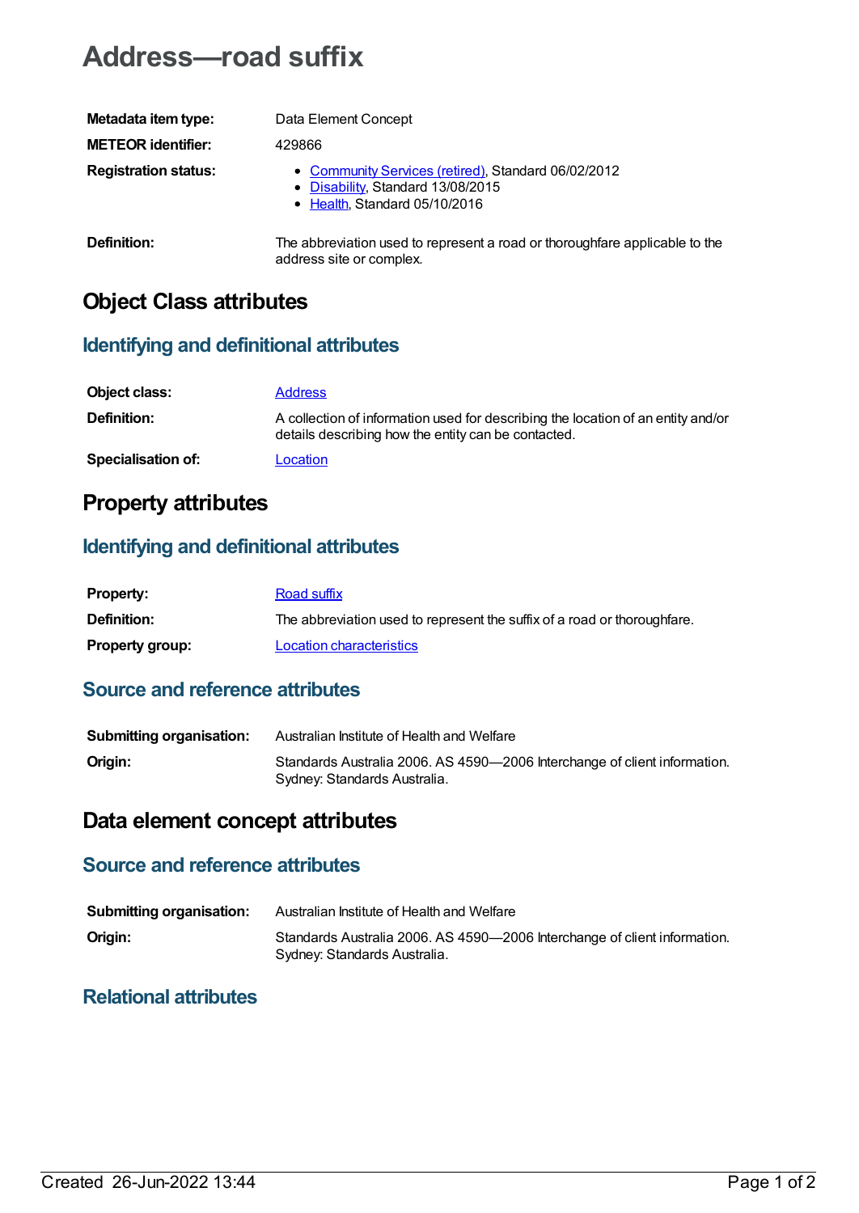# Address—road suffix

| | |
|---|---|
| **Metadata item type:** | Data Element Concept |
| **METEOR identifier:** | 429866 |
| **Registration status:** | • Community Services (retired), Standard 06/02/2012<br>• Disability, Standard 13/08/2015<br>• Health, Standard 05/10/2016 |
| **Definition:** | The abbreviation used to represent a road or thoroughfare applicable to the address site or complex. |

## Object Class attributes

### Identifying and definitional attributes

| | |
|---|---|
| **Object class:** | Address |
| **Definition:** | A collection of information used for describing the location of an entity and/or details describing how the entity can be contacted. |
| **Specialisation of:** | Location |

## Property attributes

### Identifying and definitional attributes

| | |
|---|---|
| **Property:** | Road suffix |
| **Definition:** | The abbreviation used to represent the suffix of a road or thoroughfare. |
| **Property group:** | Location characteristics |

### Source and reference attributes

| | |
|---|---|
| **Submitting organisation:** | Australian Institute of Health and Welfare |
| **Origin:** | Standards Australia 2006. AS 4590—2006 Interchange of client information. Sydney: Standards Australia. |

## Data element concept attributes

### Source and reference attributes

| | |
|---|---|
| **Submitting organisation:** | Australian Institute of Health and Welfare |
| **Origin:** | Standards Australia 2006. AS 4590—2006 Interchange of client information. Sydney: Standards Australia. |

### Relational attributes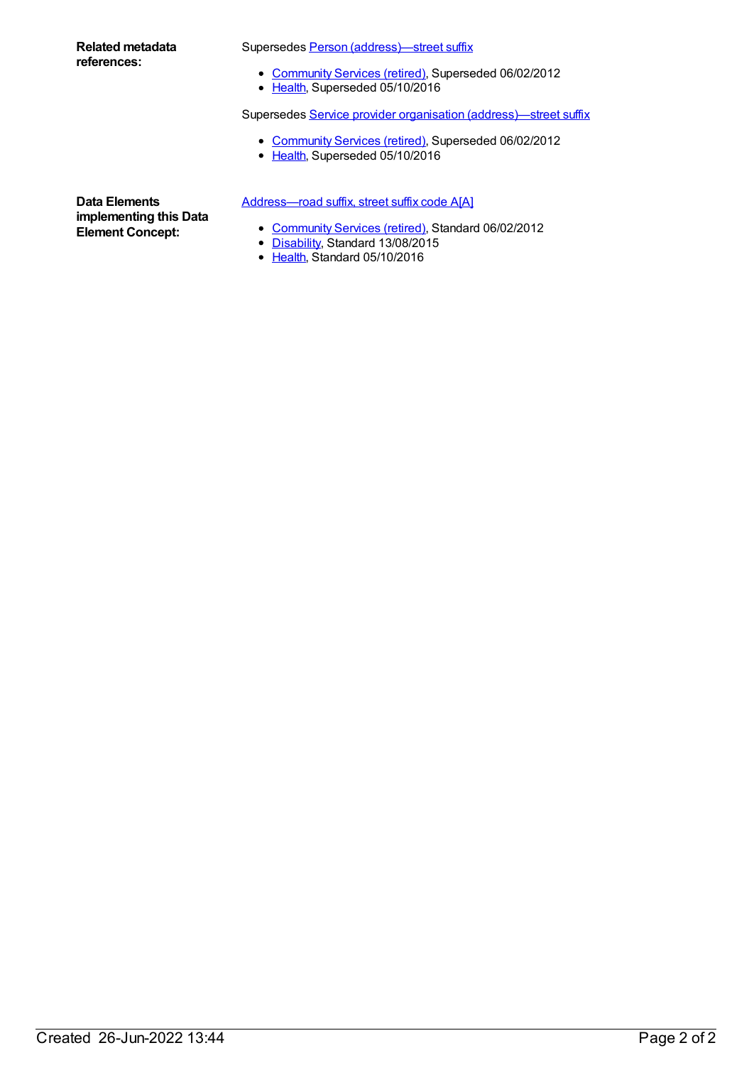**Related metadata references:**

Supersedes Person (address)—street suffix

- Community Services (retired), Superseded 06/02/2012
- Health, Superseded 05/10/2016

Supersedes Service provider organisation (address)—street suffix

- Community Services (retired), Superseded 06/02/2012
- Health, Superseded 05/10/2016

**Data Elements implementing this Data Element Concept:**

Address—road suffix, street suffix code A[A]

- Community Services (retired), Standard 06/02/2012
- Disability, Standard 13/08/2015
- Health, Standard 05/10/2016